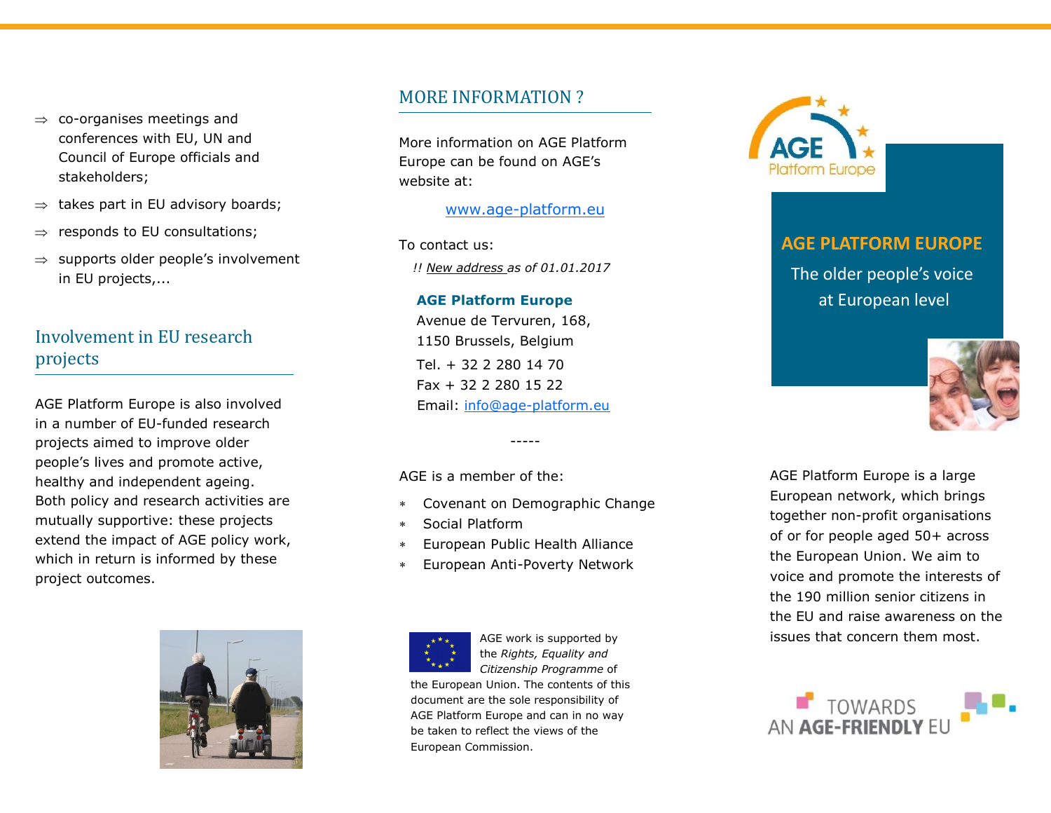- ⇒ co-organises meetings and conferences with EU, UN and Council of Europe officials and stakeholders;
- ⇒ takes part in EU advisory boards;
- ⇒ responds to EU consultations;
- ⇒ supports older people's involvement in EU projects,...

## Involvement in EU research projects

AGE Platform Europe is also involved in a number of EU-funded research projects aimed to improve older people's lives and promote active, healthy and independent ageing. Both policy and research activities are mutually supportive: these projects extend the impact of AGE policy work, which in return is informed by these project outcomes.

## MORE INFORMATION ?

More information on AGE Platform Europe can be found on AGE's website at:

[www.age-platform.eu](http://www.age-platform.eu)

To contact us:

*!! New address as of 01.01.2017*

**AGE Platform Europe**
Avenue de Tervuren, 168,
1150 Brussels, Belgium

Tel. + 32 2 280 14 70
Fax + 32 2 280 15 22
Email: info@age-platform.eu

-----

AGE is a member of the:

- Covenant on Demographic Change
- Social Platform
- European Public Health Alliance
- European Anti-Poverty Network

AGE work is supported by the *Rights, Equality and Citizenship Programme* of the European Union. The contents of this document are the sole responsibility of AGE Platform Europe and can in no way be taken to reflect the views of the European Commission.

AGE Platform Europe

# AGE PLATFORM EUROPE

The older people's voice at European level

AGE Platform Europe is a large European network, which brings together non-profit organisations of or for people aged 50+ across the European Union. We aim to voice and promote the interests of the 190 million senior citizens in the EU and raise awareness on the issues that concern them most.

TOWARDS AN **AGE-FRIENDLY** EU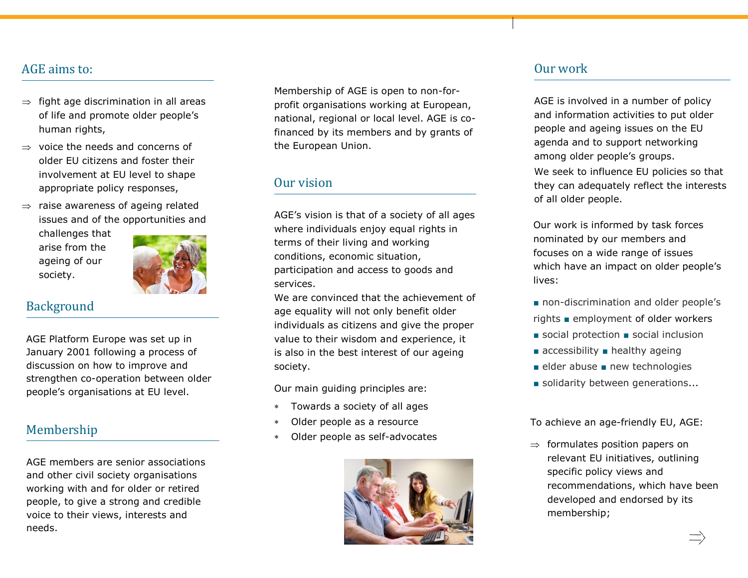## AGE aims to:

- ⇒ fight age discrimination in all areas of life and promote older people's human rights,
- ⇒ voice the needs and concerns of older EU citizens and foster their involvement at EU level to shape appropriate policy responses,
- ⇒ raise awareness of ageing related issues and of the opportunities and challenges that arise from the ageing of our society.

## Background

AGE Platform Europe was set up in January 2001 following a process of discussion on how to improve and strengthen co-operation between older people's organisations at EU level.

## Membership

AGE members are senior associations and other civil society organisations working with and for older or retired people, to give a strong and credible voice to their views, interests and needs.

Membership of AGE is open to non-for-profit organisations working at European, national, regional or local level. AGE is co-financed by its members and by grants of the European Union.

## Our vision

AGE's vision is that of a society of all ages where individuals enjoy equal rights in terms of their living and working conditions, economic situation, participation and access to goods and services.

We are convinced that the achievement of age equality will not only benefit older individuals as citizens and give the proper value to their wisdom and experience, it is also in the best interest of our ageing society.

Our main guiding principles are:

- Towards a society of all ages
- Older people as a resource
- Older people as self-advocates

## Our work

AGE is involved in a number of policy and information activities to put older people and ageing issues on the EU agenda and to support networking among older people's groups.

We seek to influence EU policies so that they can adequately reflect the interests of all older people.

Our work is informed by task forces nominated by our members and focuses on a wide range of issues which have an impact on older people's lives:

- non-discrimination and older people's rights
- employment of older workers
- social protection
- social inclusion
- accessibility
- healthy ageing
- elder abuse
- new technologies
- solidarity between generations...

To achieve an age-friendly EU, AGE:

- ⇒ formulates position papers on relevant EU initiatives, outlining specific policy views and recommendations, which have been developed and endorsed by its membership;

⇒